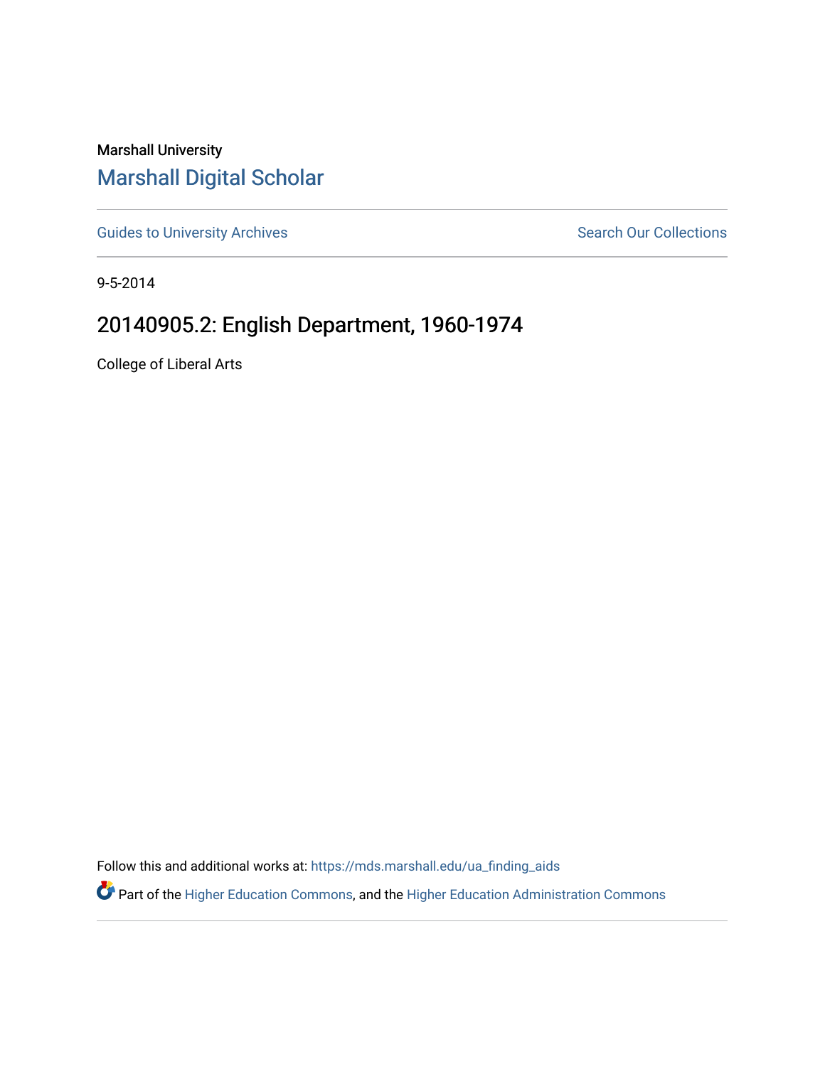Marshall University

# Marshall Digital Scholar

Guides to University Archives | Search Our Collections

9-5-2014

## 20140905.2: English Department, 1960-1974

College of Liberal Arts

Follow this and additional works at: https://mds.marshall.edu/ua_finding_aids

Part of the Higher Education Commons, and the Higher Education Administration Commons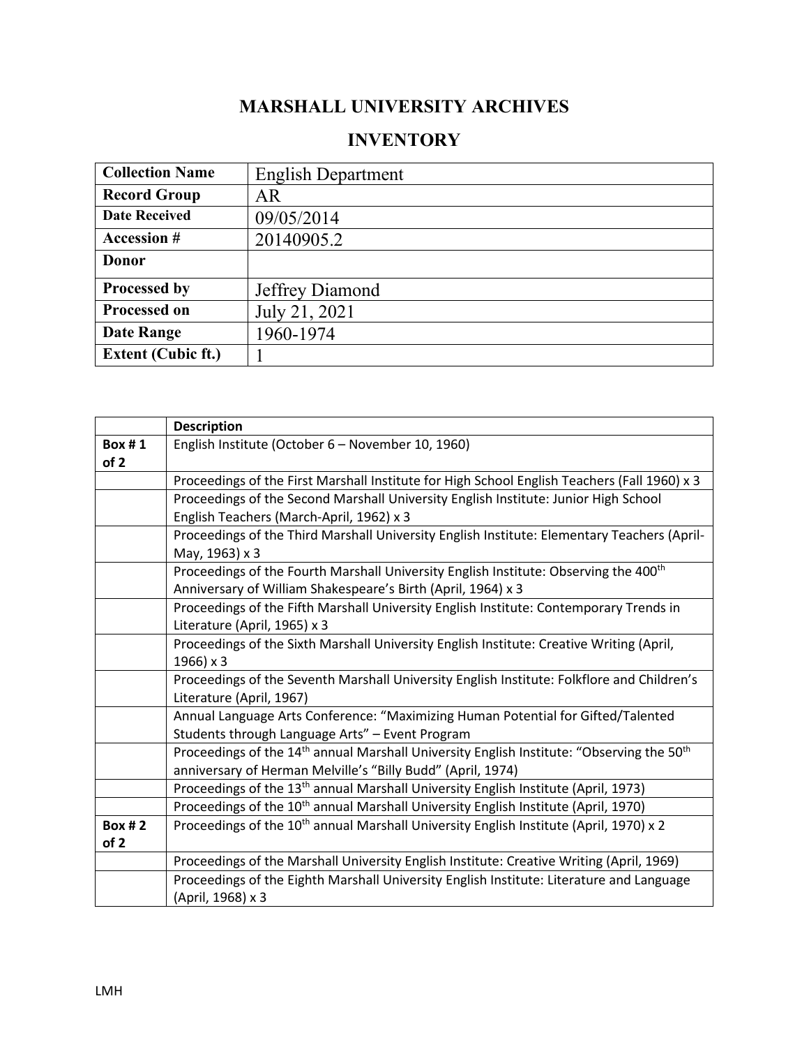# MARSHALL UNIVERSITY ARCHIVES

## INVENTORY

| | |
|---|---|
| **Collection Name** | English Department |
| **Record Group** | AR |
| **Date Received** | 09/05/2014 |
| **Accession #** | 20140905.2 |
| **Donor** | |
| **Processed by** | Jeffrey Diamond |
| **Processed on** | July 21, 2021 |
| **Date Range** | 1960-1974 |
| **Extent (Cubic ft.)** | 1 |

| | **Description** |
|---|---|
| **Box # 1 of 2** | English Institute (October 6 – November 10, 1960) |
| | Proceedings of the First Marshall Institute for High School English Teachers (Fall 1960) x 3 |
| | Proceedings of the Second Marshall University English Institute: Junior High School English Teachers (March-April, 1962) x 3 |
| | Proceedings of the Third Marshall University English Institute: Elementary Teachers (April-May, 1963) x 3 |
| | Proceedings of the Fourth Marshall University English Institute: Observing the 400th Anniversary of William Shakespeare's Birth (April, 1964) x 3 |
| | Proceedings of the Fifth Marshall University English Institute: Contemporary Trends in Literature (April, 1965) x 3 |
| | Proceedings of the Sixth Marshall University English Institute: Creative Writing (April, 1966) x 3 |
| | Proceedings of the Seventh Marshall University English Institute: Folkflore and Children's Literature (April, 1967) |
| | Annual Language Arts Conference: "Maximizing Human Potential for Gifted/Talented Students through Language Arts" – Event Program |
| | Proceedings of the 14th annual Marshall University English Institute: "Observing the 50th anniversary of Herman Melville's "Billy Budd" (April, 1974) |
| | Proceedings of the 13th annual Marshall University English Institute (April, 1973) |
| | Proceedings of the 10th annual Marshall University English Institute (April, 1970) |
| **Box # 2 of 2** | Proceedings of the 10th annual Marshall University English Institute (April, 1970) x 2 |
| | Proceedings of the Marshall University English Institute: Creative Writing (April, 1969) |
| | Proceedings of the Eighth Marshall University English Institute: Literature and Language (April, 1968) x 3 |

LMH